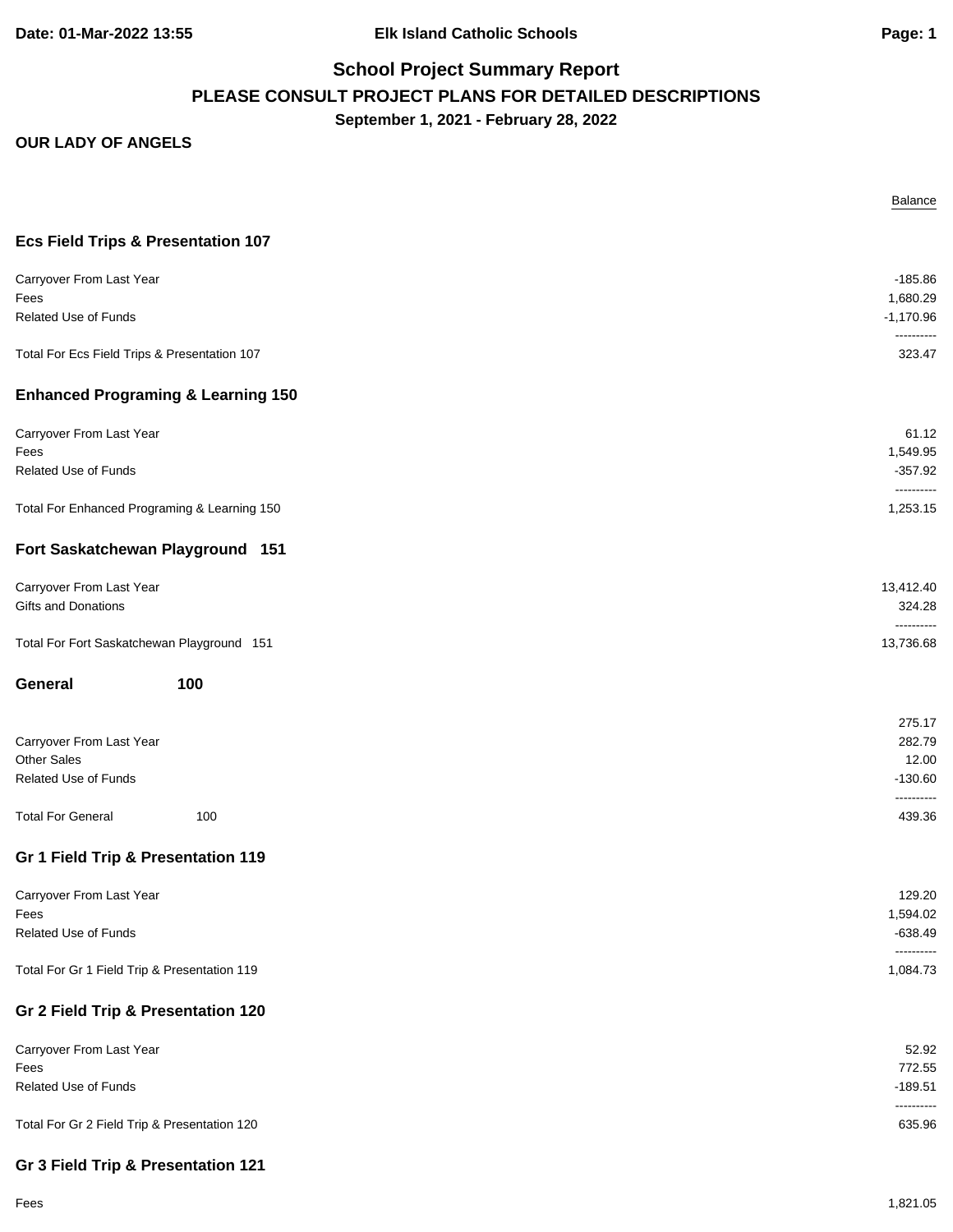## Elk Island Catholic Schools

# School Project Summary Report

## PLEASE CONSULT PROJECT PLANS FOR DETAILED DESCRIPTIONS

**September 1, 2021 - February 28, 2022**

**OUR LADY OF ANGELS**

### Ecs Field Trips & Presentation 107

| | Balance |
|---|---|
| Carryover From Last Year | -185.86 |
| Fees | 1,680.29 |
| Related Use of Funds | -1,170.96 |
| Total For Ecs Field Trips & Presentation 107 | 323.47 |

### Enhanced Programing & Learning 150

| | Balance |
|---|---|
| Carryover From Last Year | 61.12 |
| Fees | 1,549.95 |
| Related Use of Funds | -357.92 |
| Total For Enhanced Programing & Learning 150 | 1,253.15 |

### Fort Saskatchewan Playground 151

| | Balance |
|---|---|
| Carryover From Last Year | 13,412.40 |
| Gifts and Donations | 324.28 |
| Total For Fort Saskatchewan Playground 151 | 13,736.68 |

### General 100

| | Balance |
|---|---|
| | 275.17 |
| Carryover From Last Year | 282.79 |
| Other Sales | 12.00 |
| Related Use of Funds | -130.60 |
| Total For General 100 | 439.36 |

### Gr 1 Field Trip & Presentation 119

| | Balance |
|---|---|
| Carryover From Last Year | 129.20 |
| Fees | 1,594.02 |
| Related Use of Funds | -638.49 |
| Total For Gr 1 Field Trip & Presentation 119 | 1,084.73 |

### Gr 2 Field Trip & Presentation 120

| | Balance |
|---|---|
| Carryover From Last Year | 52.92 |
| Fees | 772.55 |
| Related Use of Funds | -189.51 |
| Total For Gr 2 Field Trip & Presentation 120 | 635.96 |

### Gr 3 Field Trip & Presentation 121

| | Balance |
|---|---|
| Fees | 1,821.05 |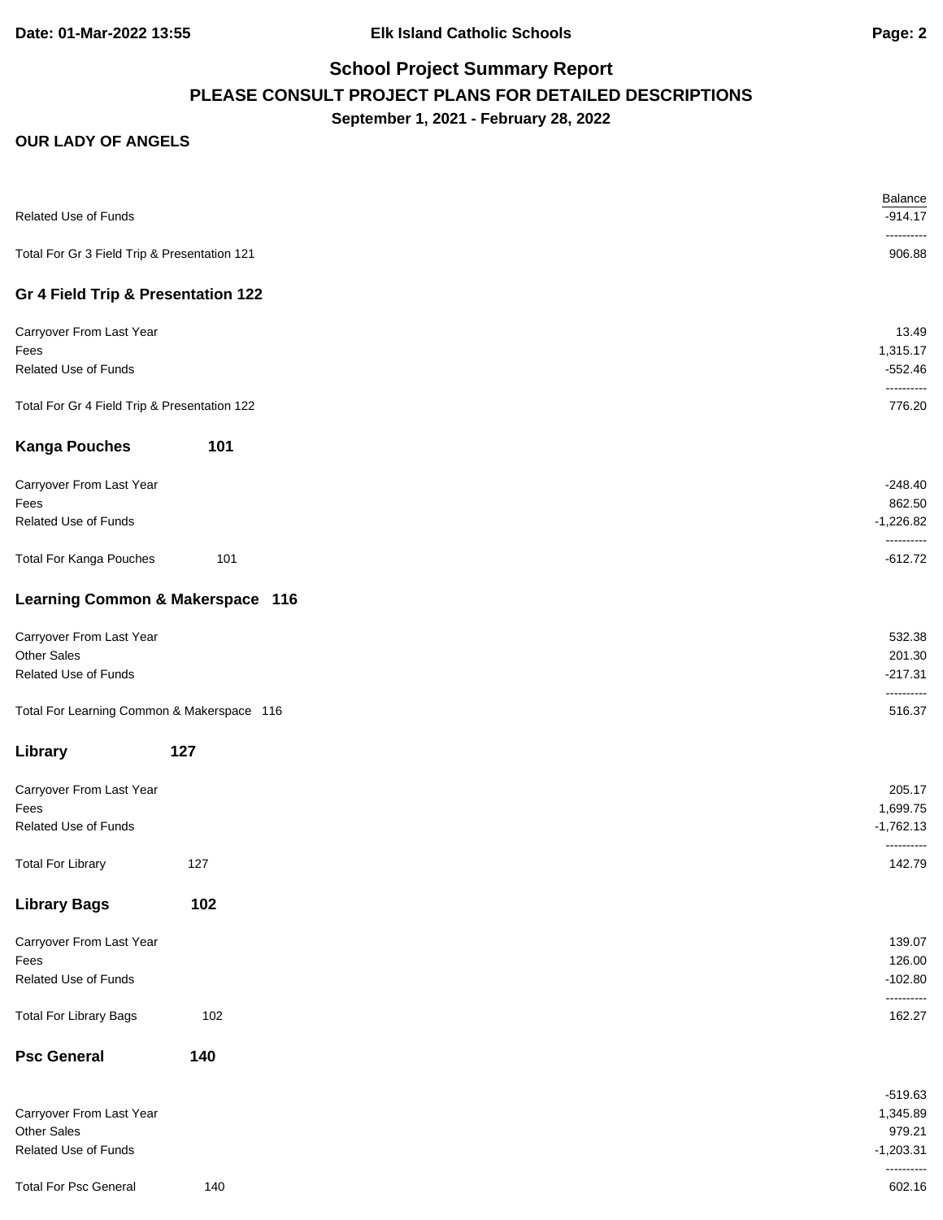## School Project Summary Report

### PLEASE CONSULT PROJECT PLANS FOR DETAILED DESCRIPTIONS

**September 1, 2021 - February 28, 2022**

**OUR LADY OF ANGELS**

| | Balance |
|---|---:|
| Related Use of Funds | -914.17 |
| | ---------- |
| Total For Gr 3 Field Trip & Presentation 121 | 906.88 |

### Gr 4 Field Trip & Presentation 122

| | |
|---|---:|
| Carryover From Last Year | 13.49 |
| Fees | 1,315.17 |
| Related Use of Funds | -552.46 |
| | ---------- |
| Total For Gr 4 Field Trip & Presentation 122 | 776.20 |

### Kanga Pouches 101

| | |
|---|---:|
| Carryover From Last Year | -248.40 |
| Fees | 862.50 |
| Related Use of Funds | -1,226.82 |
| | ---------- |
| Total For Kanga Pouches 101 | -612.72 |

### Learning Common & Makerspace 116

| | |
|---|---:|
| Carryover From Last Year | 532.38 |
| Other Sales | 201.30 |
| Related Use of Funds | -217.31 |
| | ---------- |
| Total For Learning Common & Makerspace 116 | 516.37 |

### Library 127

| | |
|---|---:|
| Carryover From Last Year | 205.17 |
| Fees | 1,699.75 |
| Related Use of Funds | -1,762.13 |
| | ---------- |
| Total For Library 127 | 142.79 |

### Library Bags 102

| | |
|---|---:|
| Carryover From Last Year | 139.07 |
| Fees | 126.00 |
| Related Use of Funds | -102.80 |
| | ---------- |
| Total For Library Bags 102 | 162.27 |

### Psc General 140

| | |
|---|---:|
| | -519.63 |
| Carryover From Last Year | 1,345.89 |
| Other Sales | 979.21 |
| Related Use of Funds | -1,203.31 |
| | ---------- |
| Total For Psc General 140 | 602.16 |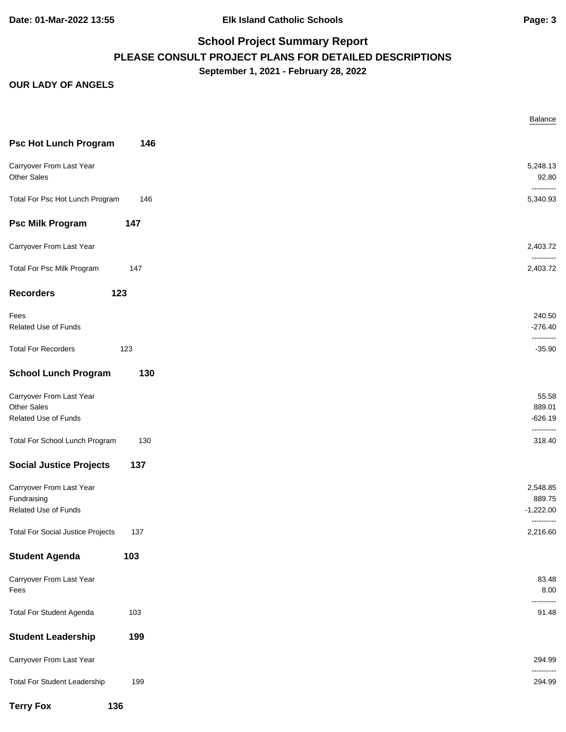## School Project Summary Report

### PLEASE CONSULT PROJECT PLANS FOR DETAILED DESCRIPTIONS

**September 1, 2021 - February 28, 2022**

**OUR LADY OF ANGELS**

| | | Balance |
|---|---|---|
| **Psc Hot Lunch Program** | **146** | |
| Carryover From Last Year | | 5,248.13 |
| Other Sales | | 92.80 |
| Total For Psc Hot Lunch Program | 146 | 5,340.93 |
| **Psc Milk Program** | **147** | |
| Carryover From Last Year | | 2,403.72 |
| Total For Psc Milk Program | 147 | 2,403.72 |
| **Recorders** | **123** | |
| Fees | | 240.50 |
| Related Use of Funds | | -276.40 |
| Total For Recorders | 123 | -35.90 |
| **School Lunch Program** | **130** | |
| Carryover From Last Year | | 55.58 |
| Other Sales | | 889.01 |
| Related Use of Funds | | -626.19 |
| Total For School Lunch Program | 130 | 318.40 |
| **Social Justice Projects** | **137** | |
| Carryover From Last Year | | 2,548.85 |
| Fundraising | | 889.75 |
| Related Use of Funds | | -1,222.00 |
| Total For Social Justice Projects | 137 | 2,216.60 |
| **Student Agenda** | **103** | |
| Carryover From Last Year | | 83.48 |
| Fees | | 8.00 |
| Total For Student Agenda | 103 | 91.48 |
| **Student Leadership** | **199** | |
| Carryover From Last Year | | 294.99 |
| Total For Student Leadership | 199 | 294.99 |
| **Terry Fox** | **136** | |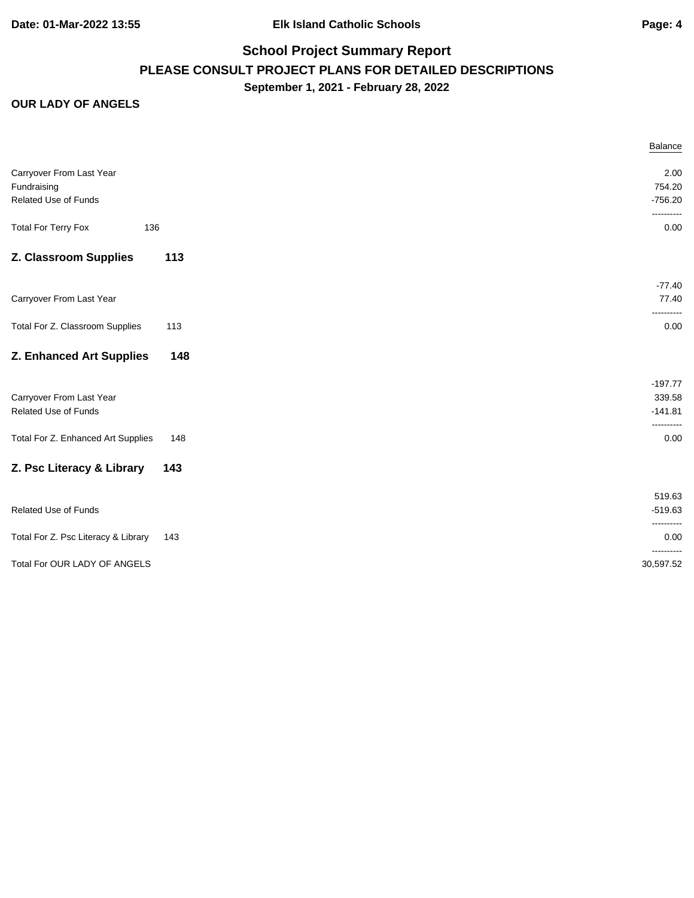## School Project Summary Report

**PLEASE CONSULT PROJECT PLANS FOR DETAILED DESCRIPTIONS**

**September 1, 2021 - February 28, 2022**

**OUR LADY OF ANGELS**

| | | Balance |
|---|---|---|
| Carryover From Last Year | | 2.00 |
| Fundraising | | 754.20 |
| Related Use of Funds | | -756.20 |
| | | ---------- |
| Total For Terry Fox | 136 | 0.00 |

### Z. Classroom Supplies 113

| | | Balance |
|---|---|---|
| | | -77.40 |
| Carryover From Last Year | | 77.40 |
| | | ---------- |
| Total For Z. Classroom Supplies | 113 | 0.00 |

### Z. Enhanced Art Supplies 148

| | | Balance |
|---|---|---|
| | | -197.77 |
| Carryover From Last Year | | 339.58 |
| Related Use of Funds | | -141.81 |
| | | ---------- |
| Total For Z. Enhanced Art Supplies | 148 | 0.00 |

### Z. Psc Literacy & Library 143

| | | Balance |
|---|---|---|
| | | 519.63 |
| Related Use of Funds | | -519.63 |
| | | ---------- |
| Total For Z. Psc Literacy & Library | 143 | 0.00 |
| | | ---------- |
| Total For OUR LADY OF ANGELS | | 30,597.52 |